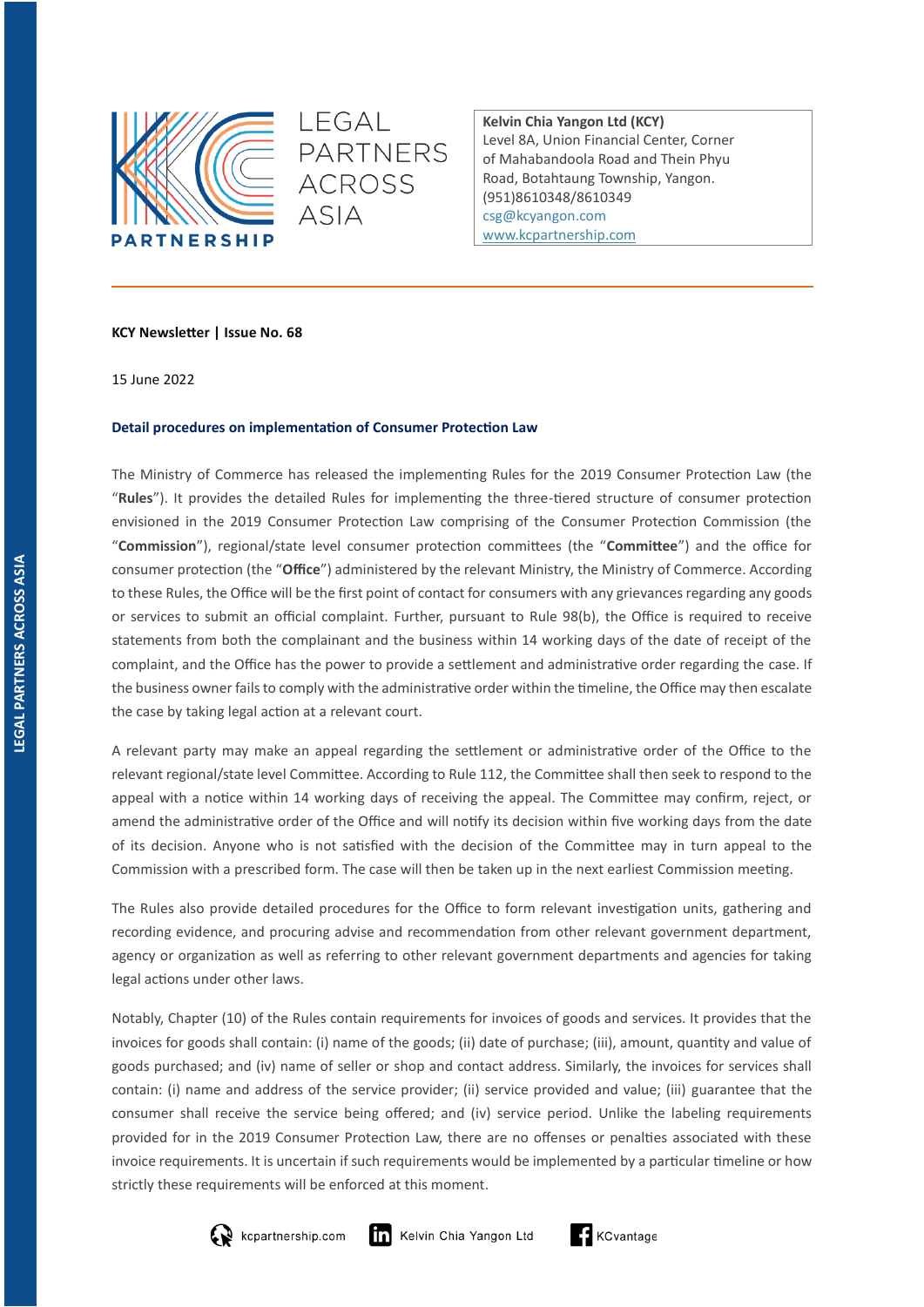LEGAL PARTNERS ACROSS ASIA

**Kelvin Chia Yangon Ltd (KCY)**
Level 8A, Union Financial Center, Corner of Mahabandoola Road and Thein Phyu Road, Botahtaung Township, Yangon.
(951)8610348/8610349
csg@kcyangon.com
www.kcpartnership.com

**KCY Newsletter | Issue No. 68**

15 June 2022

### Detail procedures on implementation of Consumer Protection Law

The Ministry of Commerce has released the implementing Rules for the 2019 Consumer Protection Law (the "**Rules**"). It provides the detailed Rules for implementing the three-tiered structure of consumer protection envisioned in the 2019 Consumer Protection Law comprising of the Consumer Protection Commission (the "**Commission**"), regional/state level consumer protection committees (the "**Committee**") and the office for consumer protection (the "**Office**") administered by the relevant Ministry, the Ministry of Commerce. According to these Rules, the Office will be the first point of contact for consumers with any grievances regarding any goods or services to submit an official complaint. Further, pursuant to Rule 98(b), the Office is required to receive statements from both the complainant and the business within 14 working days of the date of receipt of the complaint, and the Office has the power to provide a settlement and administrative order regarding the case. If the business owner fails to comply with the administrative order within the timeline, the Office may then escalate the case by taking legal action at a relevant court.

A relevant party may make an appeal regarding the settlement or administrative order of the Office to the relevant regional/state level Committee. According to Rule 112, the Committee shall then seek to respond to the appeal with a notice within 14 working days of receiving the appeal. The Committee may confirm, reject, or amend the administrative order of the Office and will notify its decision within five working days from the date of its decision. Anyone who is not satisfied with the decision of the Committee may in turn appeal to the Commission with a prescribed form. The case will then be taken up in the next earliest Commission meeting.

The Rules also provide detailed procedures for the Office to form relevant investigation units, gathering and recording evidence, and procuring advise and recommendation from other relevant government department, agency or organization as well as referring to other relevant government departments and agencies for taking legal actions under other laws.

Notably, Chapter (10) of the Rules contain requirements for invoices of goods and services. It provides that the invoices for goods shall contain: (i) name of the goods; (ii) date of purchase; (iii), amount, quantity and value of goods purchased; and (iv) name of seller or shop and contact address. Similarly, the invoices for services shall contain: (i) name and address of the service provider; (ii) service provided and value; (iii) guarantee that the consumer shall receive the service being offered; and (iv) service period. Unlike the labeling requirements provided for in the 2019 Consumer Protection Law, there are no offenses or penalties associated with these invoice requirements. It is uncertain if such requirements would be implemented by a particular timeline or how strictly these requirements will be enforced at this moment.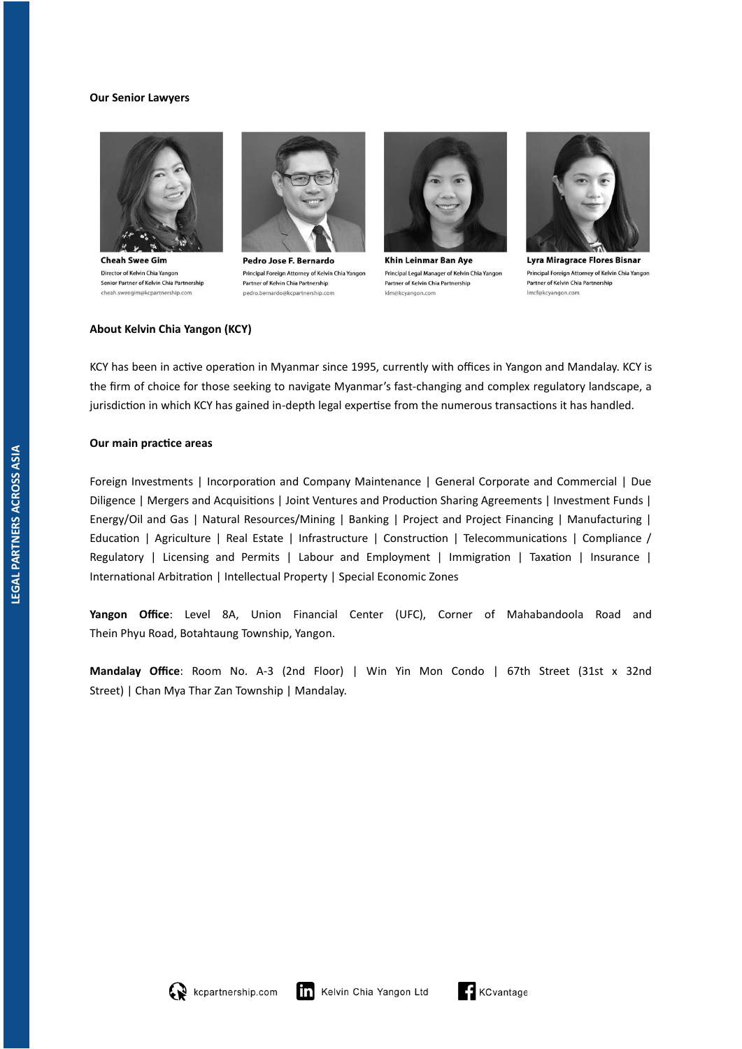## Our Senior Lawyers

**Cheah Swee Gim**
Director of Kelvin Chia Yangon
Senior Partner of Kelvin Chia Partnership
cheah.sweegim@kcpartnership.com

**Pedro Jose F. Bernardo**
Principal Foreign Attorney of Kelvin Chia Yangon
Partner of Kelvin Chia Partnership
pedro.bernardo@kcpartnership.com

**Khin Leinmar Ban Aye**
Principal Legal Manager of Kelvin Chia Yangon
Partner of Kelvin Chia Partnership
klm@kcyangon.com

**Lyra Miragrace Flores Bisnar**
Principal Foreign Attorney of Kelvin Chia Yangon
Partner of Kelvin Chia Partnership
lmcf@kcyangon.com

## About Kelvin Chia Yangon (KCY)

KCY has been in active operation in Myanmar since 1995, currently with offices in Yangon and Mandalay. KCY is the firm of choice for those seeking to navigate Myanmar's fast-changing and complex regulatory landscape, a jurisdiction in which KCY has gained in-depth legal expertise from the numerous transactions it has handled.

## Our main practice areas

Foreign Investments | Incorporation and Company Maintenance | General Corporate and Commercial | Due Diligence | Mergers and Acquisitions | Joint Ventures and Production Sharing Agreements | Investment Funds | Energy/Oil and Gas | Natural Resources/Mining | Banking | Project and Project Financing | Manufacturing | Education | Agriculture | Real Estate | Infrastructure | Construction | Telecommunications | Compliance / Regulatory | Licensing and Permits | Labour and Employment | Immigration | Taxation | Insurance | International Arbitration | Intellectual Property | Special Economic Zones

**Yangon Office**: Level 8A, Union Financial Center (UFC), Corner of Mahabandoola Road and Thein Phyu Road, Botahtaung Township, Yangon.

**Mandalay Office**: Room No. A-3 (2nd Floor) | Win Yin Mon Condo | 67th Street (31st x 32nd Street) | Chan Mya Thar Zan Township | Mandalay.

kcpartnership.com | Kelvin Chia Yangon Ltd | KCvantage